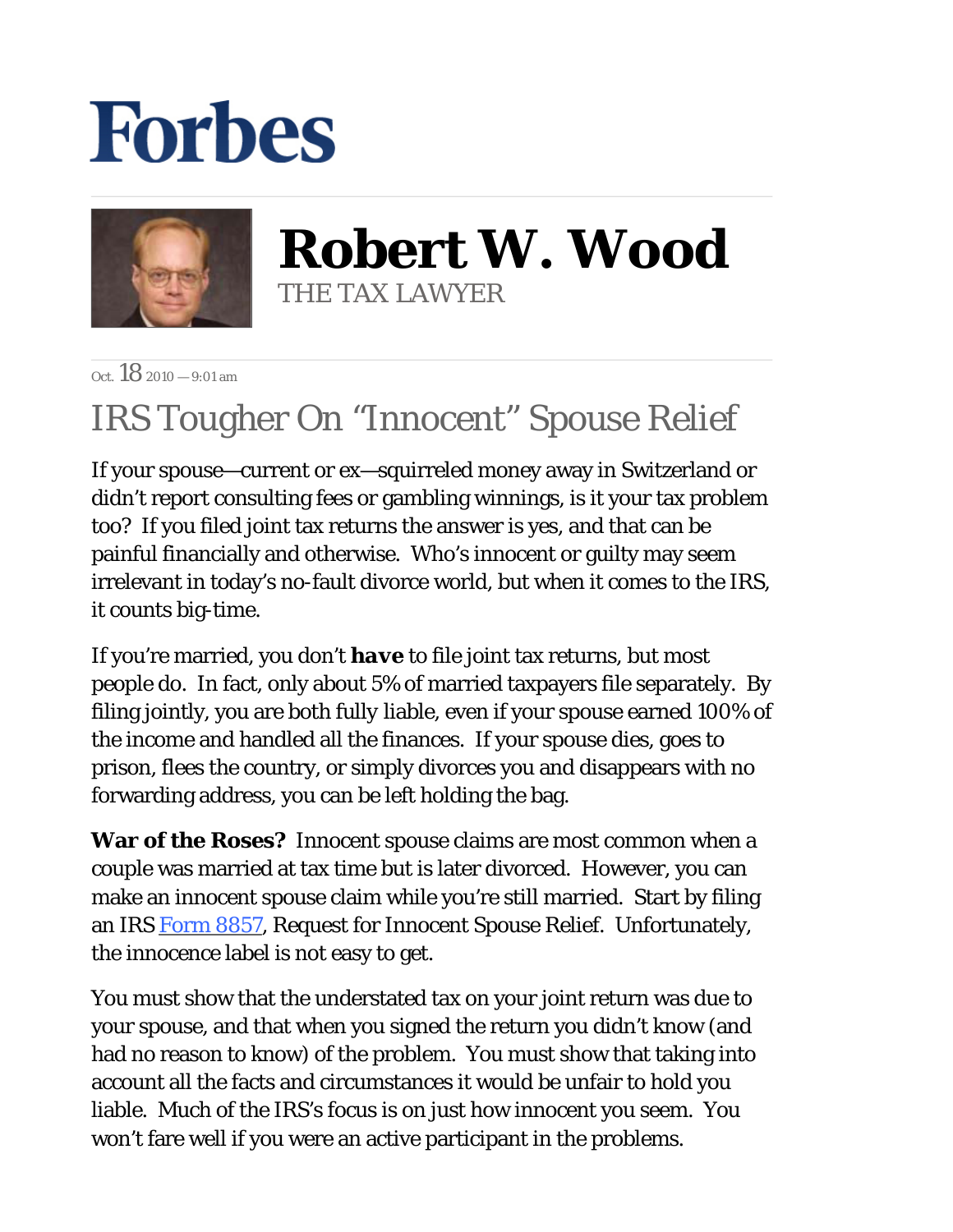# Forbes

## Robert W. Wood

THE TAX LAWYER

Oct. 18 2010 — 9:01 am

# IRS Tougher On "Innocent" Spouse Relief

If your spouse—current or ex—squirreled money away in Switzerland or didn't report consulting fees or gambling winnings, is it your tax problem too? If you filed joint tax returns the answer is yes, and that can be painful financially and otherwise. Who's innocent or guilty may seem irrelevant in today's no-fault divorce world, but when it comes to the IRS, it counts big-time.

If you're married, you don't ***have*** to file joint tax returns, but most people do. In fact, only about 5% of married taxpayers file separately. By filing jointly, you are both fully liable, even if your spouse earned 100% of the income and handled all the finances. If your spouse dies, goes to prison, flees the country, or simply divorces you and disappears with no forwarding address, you can be left holding the bag.

**War of the Roses?** Innocent spouse claims are most common when a couple was married at tax time but is later divorced. However, you can make an innocent spouse claim while you're still married. Start by filing an IRS Form 8857, Request for Innocent Spouse Relief. Unfortunately, the innocence label is not easy to get.

You must show that the understated tax on your joint return was due to your spouse, and that when you signed the return you didn't know (and had no reason to know) of the problem. You must show that taking into account all the facts and circumstances it would be unfair to hold you liable. Much of the IRS's focus is on just how innocent you seem. You won't fare well if you were an active participant in the problems.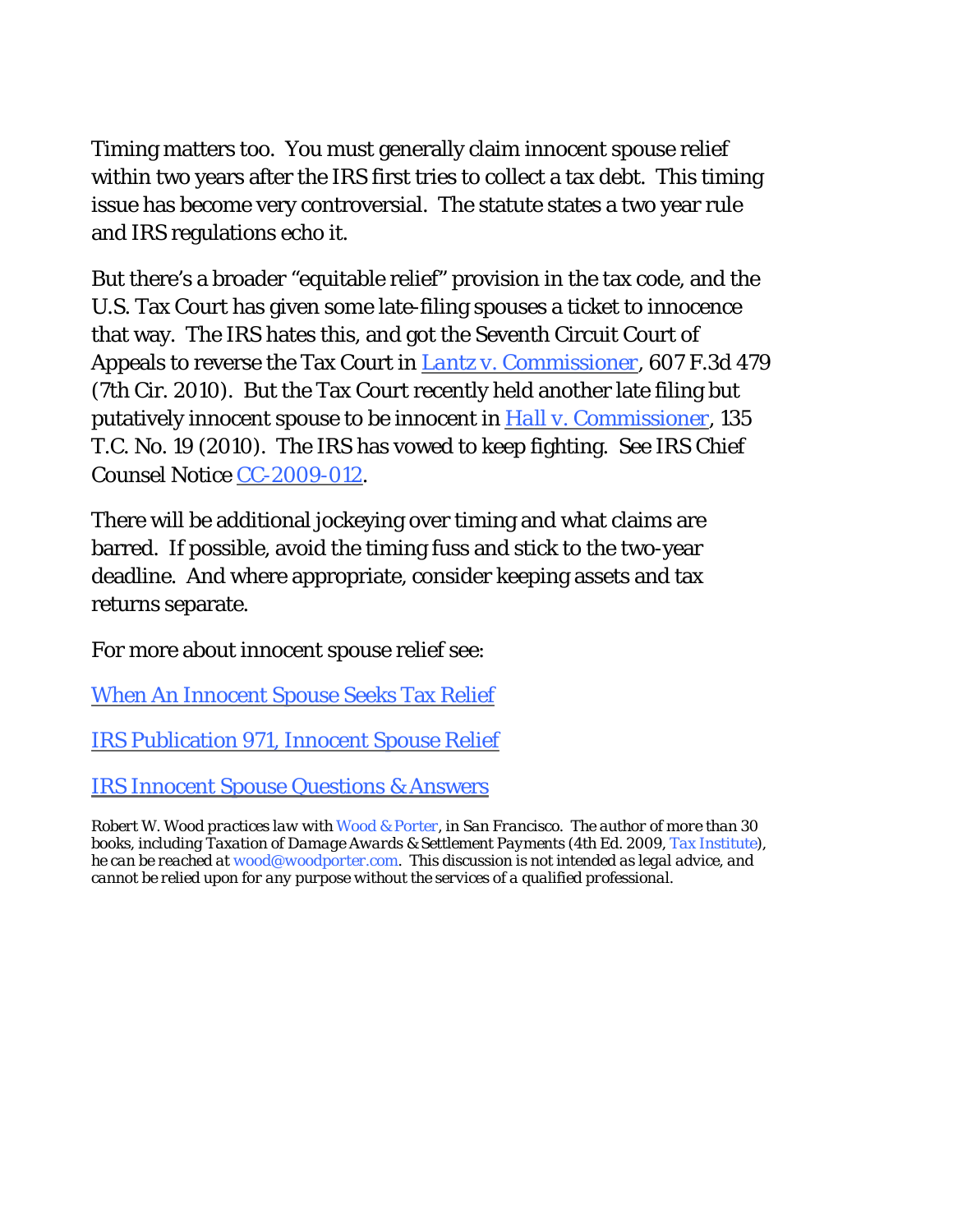Timing matters too. You must generally claim innocent spouse relief within two years after the IRS first tries to collect a tax debt. This timing issue has become very controversial. The statute states a two year rule and IRS regulations echo it.

But there's a broader "equitable relief" provision in the tax code, and the U.S. Tax Court has given some late-filing spouses a ticket to innocence that way. The IRS hates this, and got the Seventh Circuit Court of Appeals to reverse the Tax Court in *Lantz v. Commissioner*, 607 F.3d 479 (7th Cir. 2010). But the Tax Court recently held another late filing but putatively innocent spouse to be innocent in Hall v. Commissioner, 135 T.C. No. 19 (2010). The IRS has vowed to keep fighting. See IRS Chief Counsel Notice CC-2009-012.

There will be additional jockeying over timing and what claims are barred. If possible, avoid the timing fuss and stick to the two-year deadline. And where appropriate, consider keeping assets and tax returns separate.

For more about innocent spouse relief see:

When An Innocent Spouse Seeks Tax Relief

IRS Publication 971, Innocent Spouse Relief

IRS Innocent Spouse Questions & Answers

*Robert W. Wood practices law with Wood & Porter, in San Francisco. The author of more than 30 books, including Taxation of Damage Awards & Settlement Payments (4th Ed. 2009, Tax Institute), he can be reached at wood@woodporter.com. This discussion is not intended as legal advice, and cannot be relied upon for any purpose without the services of a qualified professional.*